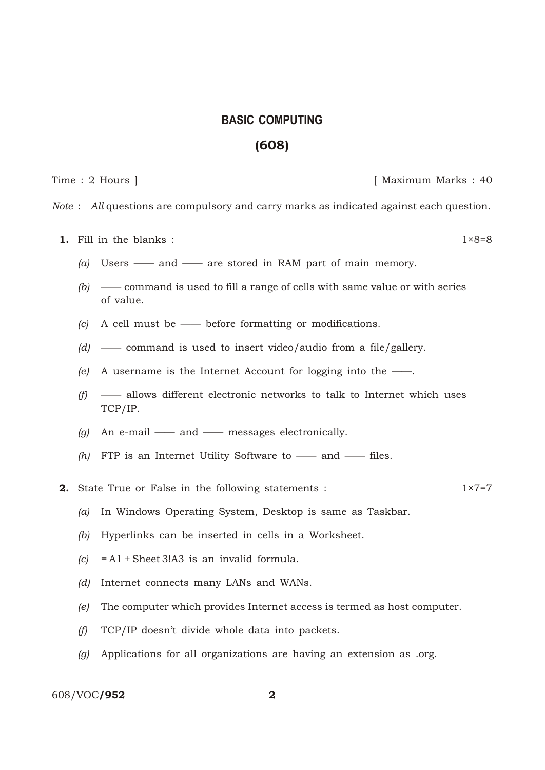# BASIC COMPUTING

## (608)

Time : 2 Hours ] [ Maximum Marks : 40

*Note* : *All* questions are compulsory and carry marks as indicated against each question.

**1.** Fill in the blanks : 1×8=8

*(a)* Users —— and —— are stored in RAM part of main memory.

*(b)* —— command is used to fill a range of cells with same value or with series of value.

*(c)* A cell must be —— before formatting or modifications.

*(d)* —— command is used to insert video/audio from a file/gallery.

*(e)* A username is the Internet Account for logging into the ——.

*(f)* —— allows different electronic networks to talk to Internet which uses TCP/IP.

*(g)* An e-mail —— and —— messages electronically.

*(h)* FTP is an Internet Utility Software to —— and —— files.

**2.** State True or False in the following statements : 1×7=7

*(a)* In Windows Operating System, Desktop is same as Taskbar.

*(b)* Hyperlinks can be inserted in cells in a Worksheet.

*(c)* = A1 + Sheet 3!A3 is an invalid formula.

*(d)* Internet connects many LANs and WANs.

*(e)* The computer which provides Internet access is termed as host computer.

*(f)* TCP/IP doesn't divide whole data into packets.

*(g)* Applications for all organizations are having an extension as .org.

608/VOC/**952**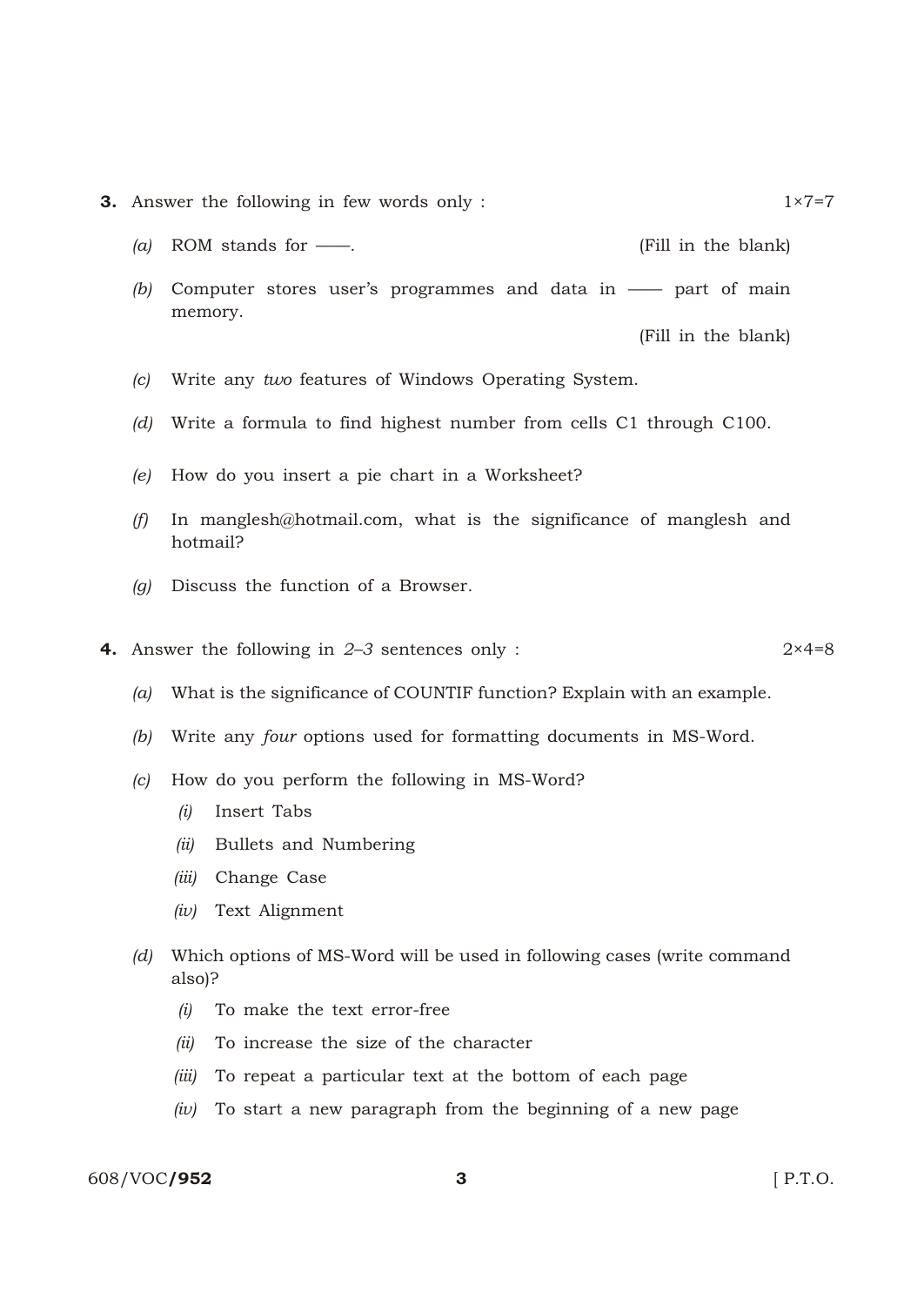**3.** Answer the following in few words only : 1×7=7

*(a)* ROM stands for ——. (Fill in the blank)

*(b)* Computer stores user's programmes and data in —— part of main memory.

(Fill in the blank)

*(c)* Write any *two* features of Windows Operating System.

*(d)* Write a formula to find highest number from cells C1 through C100.

*(e)* How do you insert a pie chart in a Worksheet?

*(f)* In manglesh@hotmail.com, what is the significance of manglesh and hotmail?

*(g)* Discuss the function of a Browser.

**4.** Answer the following in *2–3* sentences only : 2×4=8

*(a)* What is the significance of COUNTIF function? Explain with an example.

*(b)* Write any *four* options used for formatting documents in MS-Word.

*(c)* How do you perform the following in MS-Word?

*(i)* Insert Tabs

*(ii)* Bullets and Numbering

*(iii)* Change Case

*(iv)* Text Alignment

*(d)* Which options of MS-Word will be used in following cases (write command also)?

*(i)* To make the text error-free

*(ii)* To increase the size of the character

*(iii)* To repeat a particular text at the bottom of each page

*(iv)* To start a new paragraph from the beginning of a new page

608/VOC/**952** [ P.T.O.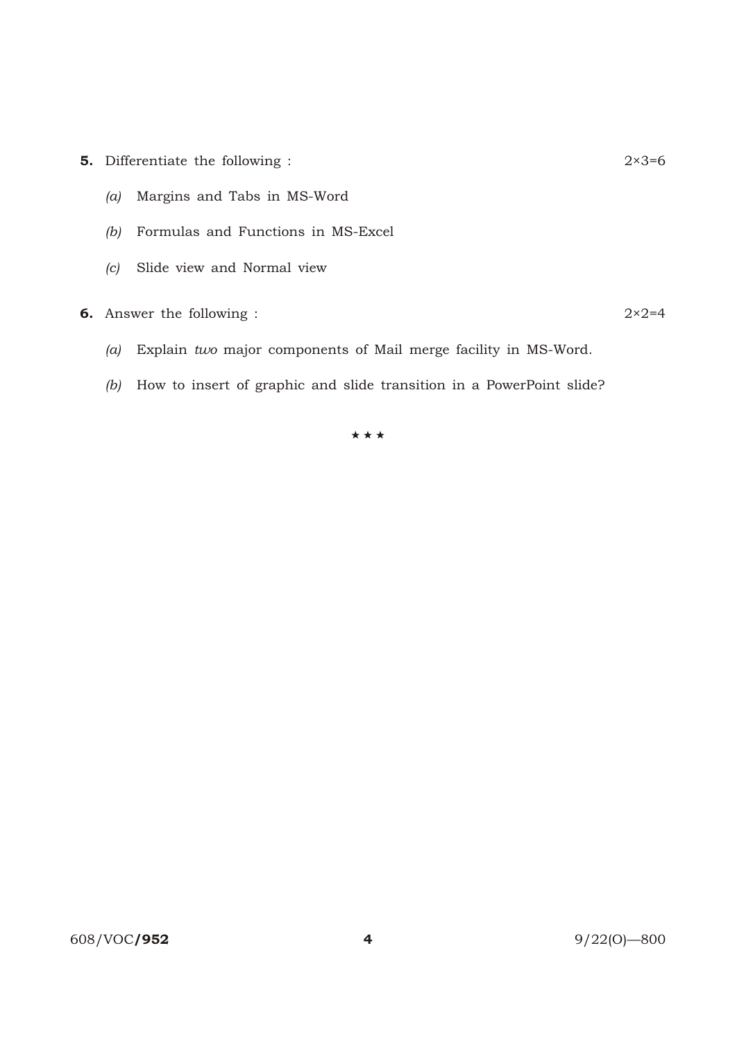**5.** Differentiate the following : 2×3=6

*(a)* Margins and Tabs in MS-Word

*(b)* Formulas and Functions in MS-Excel

*(c)* Slide view and Normal view

**6.** Answer the following : 2×2=4

*(a)* Explain *two* major components of Mail merge facility in MS-Word.

*(b)* How to insert of graphic and slide transition in a PowerPoint slide?

★ ★ ★

608/VOC/**952** 9/22(O)—800